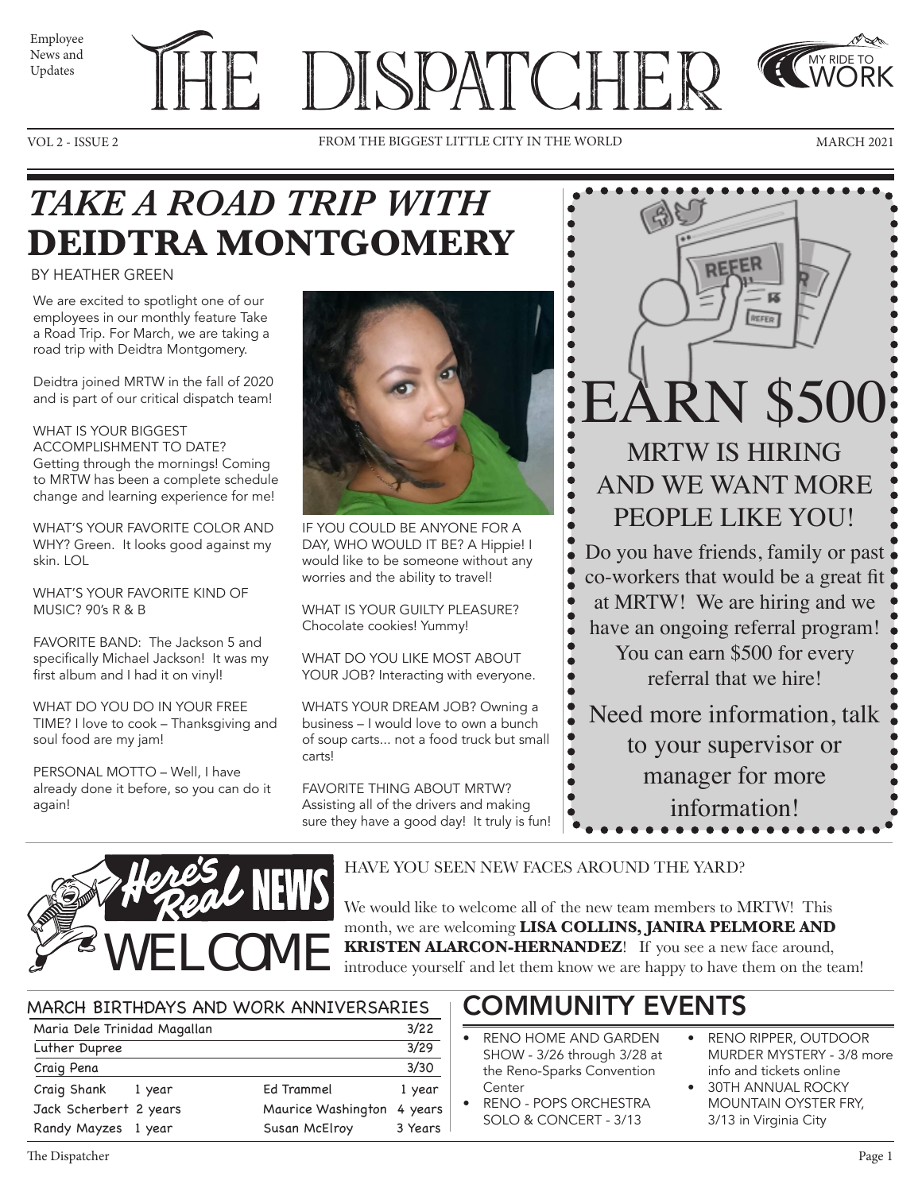Employee News and Updates

# THE DISPATCHER

MY RIDE TO WORK

VOL 2 - ISSUE 2 — FROM THE BIGGEST LITTLE CITY IN THE WORLD — MARCH 2021

## *TAKE A ROAD TRIP WITH* DEIDTRA MONTGOMERY

BY HEATHER GREEN

We are excited to spotlight one of our employees in our monthly feature Take a Road Trip. For March, we are taking a road trip with Deidtra Montgomery.

Deidtra joined MRTW in the fall of 2020 and is part of our critical dispatch team!

WHAT IS YOUR BIGGEST ACCOMPLISHMENT TO DATE? Getting through the mornings! Coming to MRTW has been a complete schedule change and learning experience for me!

WHAT'S YOUR FAVORITE COLOR AND WHY? Green. It looks good against my skin. LOL

WHAT'S YOUR FAVORITE KIND OF MUSIC? 90's R & B

FAVORITE BAND: The Jackson 5 and specifically Michael Jackson! It was my first album and I had it on vinyl!

WHAT DO YOU DO IN YOUR FREE TIME? I love to cook – Thanksgiving and soul food are my jam!

PERSONAL MOTTO – Well, I have already done it before, so you can do it again!

IF YOU COULD BE ANYONE FOR A DAY, WHO WOULD IT BE? A Hippie! I would like to be someone without any worries and the ability to travel!

WHAT IS YOUR GUILTY PLEASURE? Chocolate cookies! Yummy!

WHAT DO YOU LIKE MOST ABOUT YOUR JOB? Interacting with everyone.

WHATS YOUR DREAM JOB? Owning a business – I would love to own a bunch of soup carts... not a food truck but small carts!

FAVORITE THING ABOUT MRTW? Assisting all of the drivers and making sure they have a good day! It truly is fun!

## EARN $500

### MRTW IS HIRING AND WE WANT MORE PEOPLE LIKE YOU!

Do you have friends, family or past co-workers that would be a great fit at MRTW! We are hiring and we have an ongoing referral program! You can earn $500 for every referral that we hire!

Need more information, talk to your supervisor or manager for more information!

## Here's Real NEWS — WELCOME

HAVE YOU SEEN NEW FACES AROUND THE YARD?

We would like to welcome all of the new team members to MRTW! This month, we are welcoming **LISA COLLINS, JANIRA PELMORE AND KRISTEN ALARCON-HERNANDEZ**! If you see a new face around, introduce yourself and let them know we are happy to have them on the team!

## MARCH BIRTHDAYS AND WORK ANNIVERSARIES

| Name | Date |
|---|---|
| Maria Dele Trinidad Magallan | 3/22 |
| Luther Dupree | 3/29 |
| Craig Pena | 3/30 |

| Name | Years | Name | Years |
|---|---|---|---|
| Craig Shank | 1 year | Ed Trammel | 1 year |
| Jack Scherbert | 2 years | Maurice Washington | 4 years |
| Randy Mayzes | 1 year | Susan McElroy | 3 Years |

## COMMUNITY EVENTS

- RENO HOME AND GARDEN SHOW - 3/26 through 3/28 at the Reno-Sparks Convention Center
- RENO - POPS ORCHESTRA SOLO & CONCERT - 3/13
- RENO RIPPER, OUTDOOR MURDER MYSTERY - 3/8 more info and tickets online
- 30TH ANNUAL ROCKY MOUNTAIN OYSTER FRY, 3/13 in Virginia City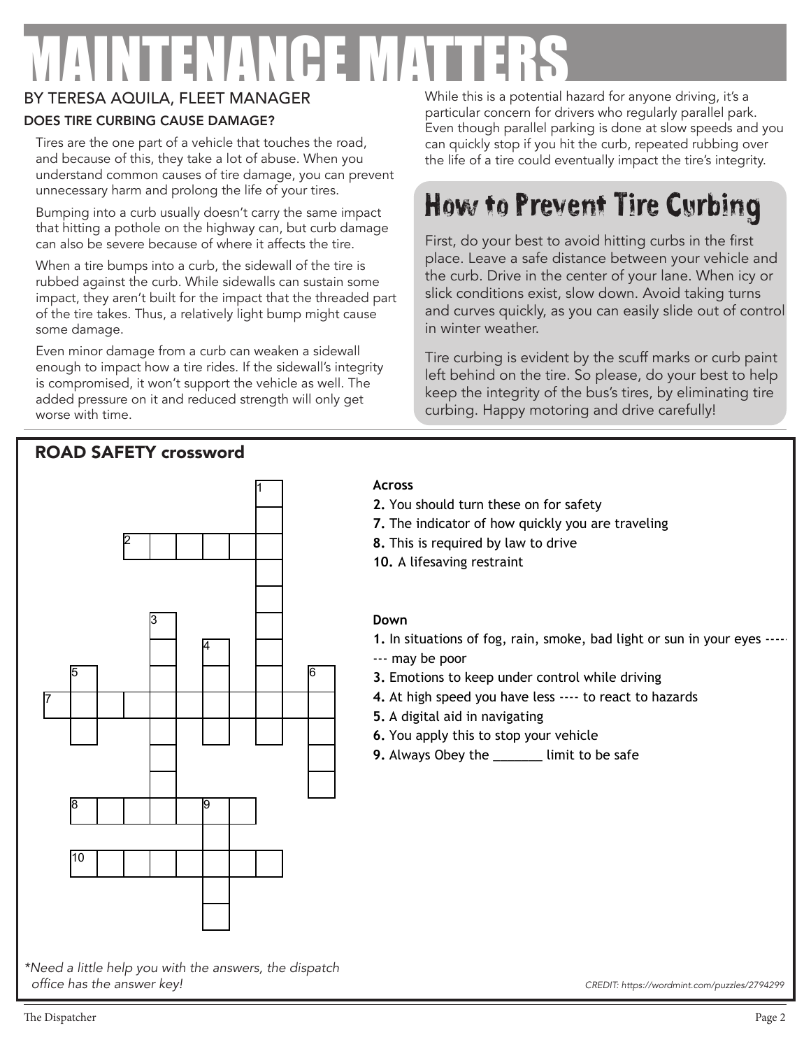# MAINTENANCE MATTERS

BY TERESA AQUILA, FLEET MANAGER

### DOES TIRE CURBING CAUSE DAMAGE?

Tires are the one part of a vehicle that touches the road, and because of this, they take a lot of abuse. When you understand common causes of tire damage, you can prevent unnecessary harm and prolong the life of your tires.

Bumping into a curb usually doesn't carry the same impact that hitting a pothole on the highway can, but curb damage can also be severe because of where it affects the tire.

When a tire bumps into a curb, the sidewall of the tire is rubbed against the curb. While sidewalls can sustain some impact, they aren't built for the impact that the threaded part of the tire takes. Thus, a relatively light bump might cause some damage.

Even minor damage from a curb can weaken a sidewall enough to impact how a tire rides. If the sidewall's integrity is compromised, it won't support the vehicle as well. The added pressure on it and reduced strength will only get worse with time.

While this is a potential hazard for anyone driving, it's a particular concern for drivers who regularly parallel park. Even though parallel parking is done at slow speeds and you can quickly stop if you hit the curb, repeated rubbing over the life of a tire could eventually impact the tire's integrity.

## How to Prevent Tire Curbing

First, do your best to avoid hitting curbs in the first place. Leave a safe distance between your vehicle and the curb. Drive in the center of your lane. When icy or slick conditions exist, slow down. Avoid taking turns and curves quickly, as you can easily slide out of control in winter weather.

Tire curbing is evident by the scuff marks or curb paint left behind on the tire. So please, do your best to help keep the integrity of the bus's tires, by eliminating tire curbing. Happy motoring and drive carefully!

## ROAD SAFETY crossword

**Across**

**2.** You should turn these on for safety
**7.** The indicator of how quickly you are traveling
**8.** This is required by law to drive
**10.** A lifesaving restraint

**Down**

**1.** In situations of fog, rain, smoke, bad light or sun in your eyes ------- may be poor
**3.** Emotions to keep under control while driving
**4.** At high speed you have less ---- to react to hazards
**5.** A digital aid in navigating
**6.** You apply this to stop your vehicle
**9.** Always Obey the _______ limit to be safe

*\*Need a little help you with the answers, the dispatch office has the answer key!*

CREDIT: https://wordmint.com/puzzles/2794299